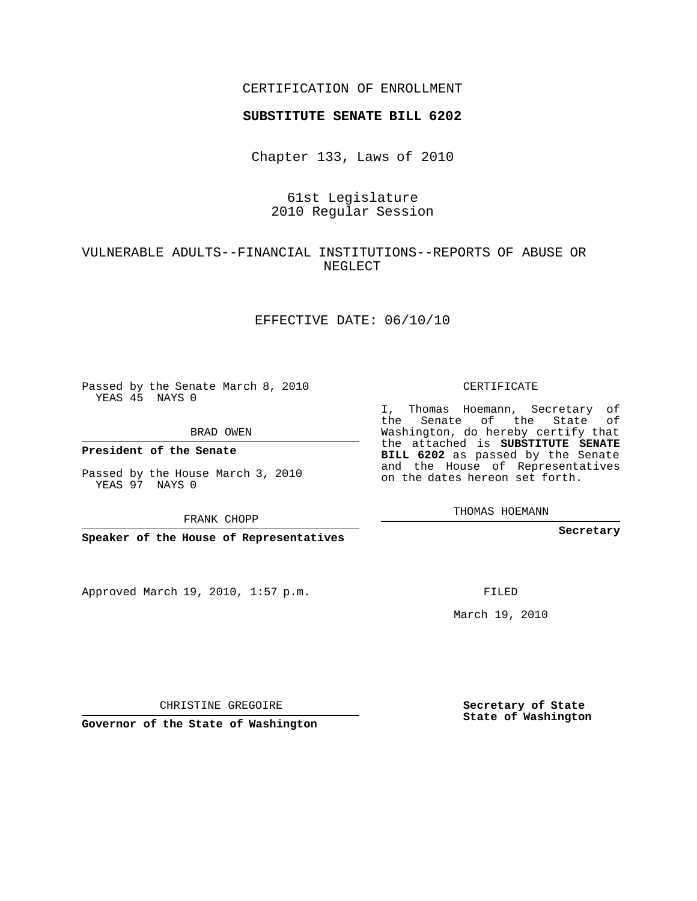CERTIFICATION OF ENROLLMENT

**SUBSTITUTE SENATE BILL 6202**

Chapter 133, Laws of 2010

61st Legislature
2010 Regular Session

VULNERABLE ADULTS--FINANCIAL INSTITUTIONS--REPORTS OF ABUSE OR NEGLECT

EFFECTIVE DATE: 06/10/10

Passed by the Senate March 8, 2010
YEAS 45 NAYS 0

BRAD OWEN

**President of the Senate**

Passed by the House March 3, 2010
YEAS 97 NAYS 0

FRANK CHOPP

**Speaker of the House of Representatives**

CERTIFICATE

I, Thomas Hoemann, Secretary of the Senate of the State of Washington, do hereby certify that the attached is **SUBSTITUTE SENATE BILL 6202** as passed by the Senate and the House of Representatives on the dates hereon set forth.

THOMAS HOEMANN

**Secretary**

Approved March 19, 2010, 1:57 p.m.

FILED

March 19, 2010

CHRISTINE GREGOIRE

**Governor of the State of Washington**

**Secretary of State**
**State of Washington**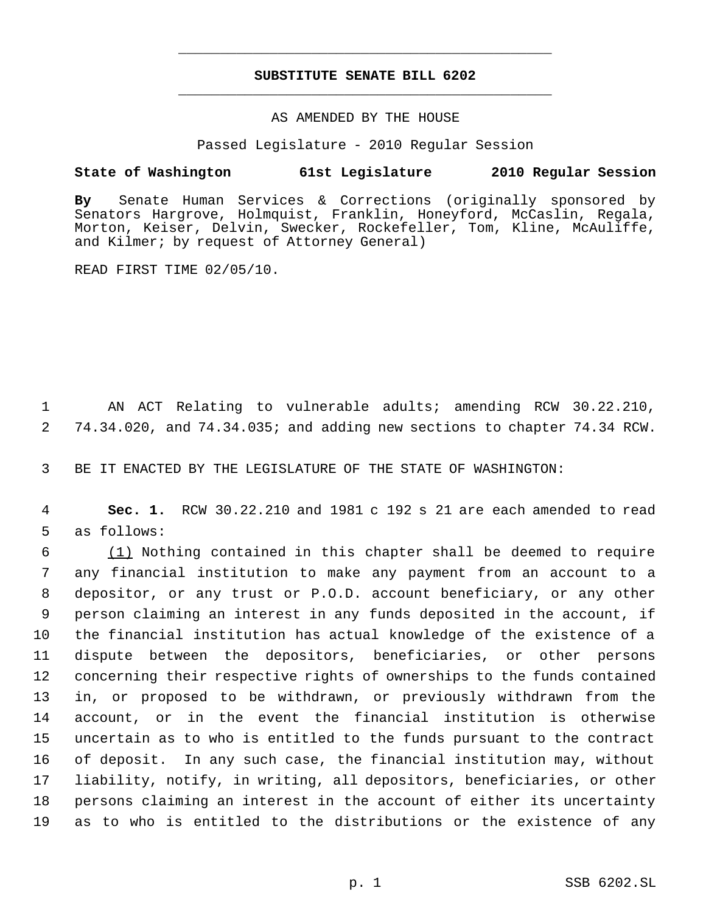# SUBSTITUTE SENATE BILL 6202

AS AMENDED BY THE HOUSE

Passed Legislature - 2010 Regular Session

**State of Washington 61st Legislature 2010 Regular Session**

**By** Senate Human Services & Corrections (originally sponsored by Senators Hargrove, Holmquist, Franklin, Honeyford, McCaslin, Regala, Morton, Keiser, Delvin, Swecker, Rockefeller, Tom, Kline, McAuliffe, and Kilmer; by request of Attorney General)

READ FIRST TIME 02/05/10.

1 AN ACT Relating to vulnerable adults; amending RCW 30.22.210,
2 74.34.020, and 74.34.035; and adding new sections to chapter 74.34 RCW.

3 BE IT ENACTED BY THE LEGISLATURE OF THE STATE OF WASHINGTON:

4 **Sec. 1.** RCW 30.22.210 and 1981 c 192 s 21 are each amended to read
5 as follows:

6 (1) Nothing contained in this chapter shall be deemed to require
7 any financial institution to make any payment from an account to a
8 depositor, or any trust or P.O.D. account beneficiary, or any other
9 person claiming an interest in any funds deposited in the account, if
10 the financial institution has actual knowledge of the existence of a
11 dispute between the depositors, beneficiaries, or other persons
12 concerning their respective rights of ownerships to the funds contained
13 in, or proposed to be withdrawn, or previously withdrawn from the
14 account, or in the event the financial institution is otherwise
15 uncertain as to who is entitled to the funds pursuant to the contract
16 of deposit. In any such case, the financial institution may, without
17 liability, notify, in writing, all depositors, beneficiaries, or other
18 persons claiming an interest in the account of either its uncertainty
19 as to who is entitled to the distributions or the existence of any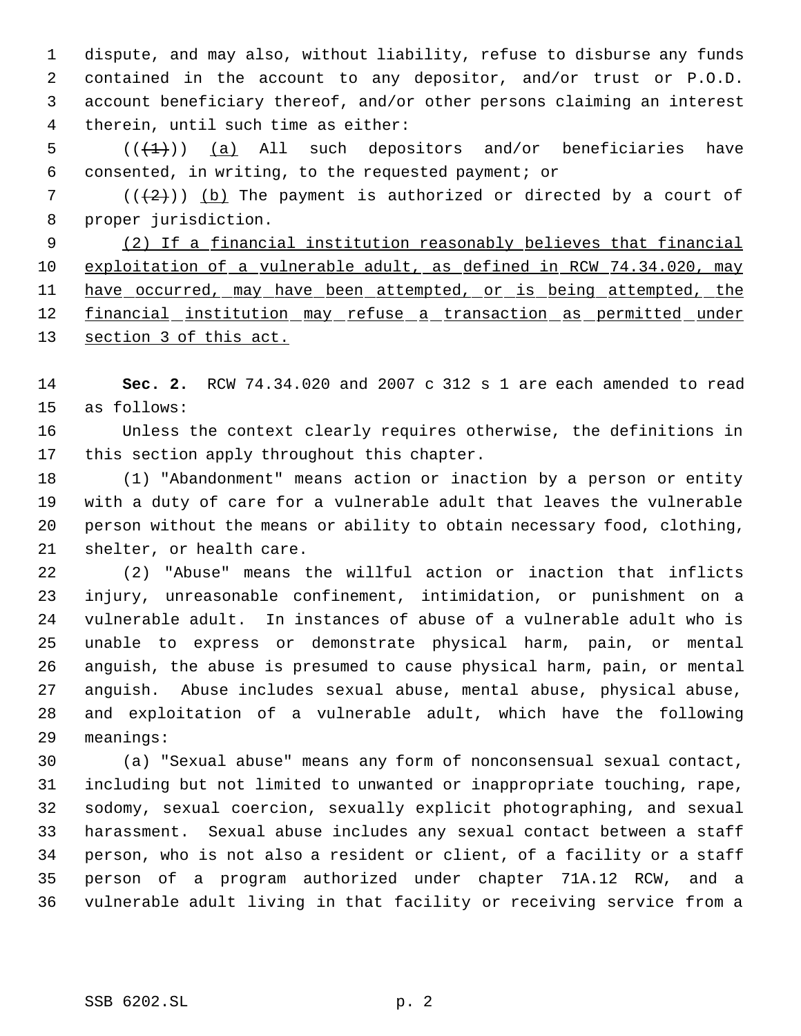dispute, and may also, without liability, refuse to disburse any funds contained in the account to any depositor, and/or trust or P.O.D. account beneficiary thereof, and/or other persons claiming an interest therein, until such time as either:

((~~(1)~~)) <u>(a)</u> All such depositors and/or beneficiaries have consented, in writing, to the requested payment; or

((~~(2)~~)) <u>(b)</u> The payment is authorized or directed by a court of proper jurisdiction.

<u>(2) If a financial institution reasonably believes that financial exploitation of a vulnerable adult, as defined in RCW 74.34.020, may have occurred, may have been attempted, or is being attempted, the financial institution may refuse a transaction as permitted under section 3 of this act.</u>

**Sec. 2.** RCW 74.34.020 and 2007 c 312 s 1 are each amended to read as follows:

Unless the context clearly requires otherwise, the definitions in this section apply throughout this chapter.

(1) "Abandonment" means action or inaction by a person or entity with a duty of care for a vulnerable adult that leaves the vulnerable person without the means or ability to obtain necessary food, clothing, shelter, or health care.

(2) "Abuse" means the willful action or inaction that inflicts injury, unreasonable confinement, intimidation, or punishment on a vulnerable adult. In instances of abuse of a vulnerable adult who is unable to express or demonstrate physical harm, pain, or mental anguish, the abuse is presumed to cause physical harm, pain, or mental anguish. Abuse includes sexual abuse, mental abuse, physical abuse, and exploitation of a vulnerable adult, which have the following meanings:

(a) "Sexual abuse" means any form of nonconsensual sexual contact, including but not limited to unwanted or inappropriate touching, rape, sodomy, sexual coercion, sexually explicit photographing, and sexual harassment. Sexual abuse includes any sexual contact between a staff person, who is not also a resident or client, of a facility or a staff person of a program authorized under chapter 71A.12 RCW, and a vulnerable adult living in that facility or receiving service from a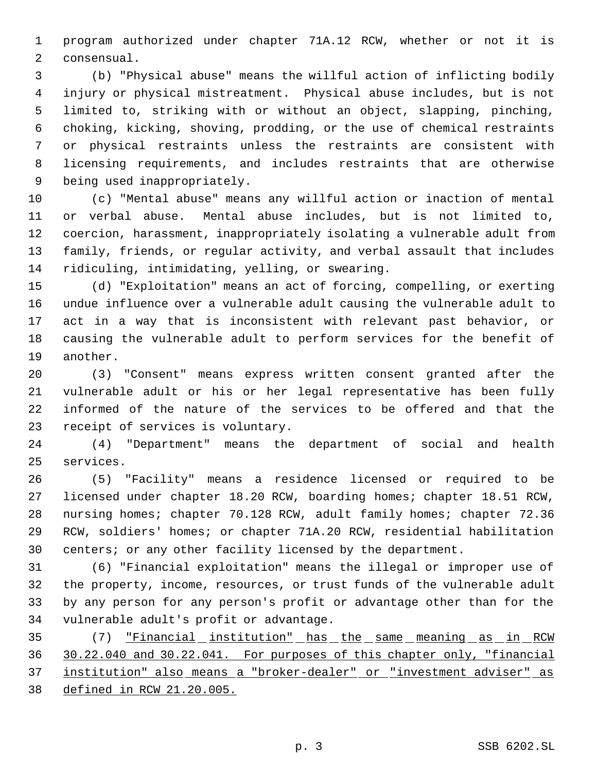program authorized under chapter 71A.12 RCW, whether or not it is consensual.

(b) "Physical abuse" means the willful action of inflicting bodily injury or physical mistreatment. Physical abuse includes, but is not limited to, striking with or without an object, slapping, pinching, choking, kicking, shoving, prodding, or the use of chemical restraints or physical restraints unless the restraints are consistent with licensing requirements, and includes restraints that are otherwise being used inappropriately.

(c) "Mental abuse" means any willful action or inaction of mental or verbal abuse. Mental abuse includes, but is not limited to, coercion, harassment, inappropriately isolating a vulnerable adult from family, friends, or regular activity, and verbal assault that includes ridiculing, intimidating, yelling, or swearing.

(d) "Exploitation" means an act of forcing, compelling, or exerting undue influence over a vulnerable adult causing the vulnerable adult to act in a way that is inconsistent with relevant past behavior, or causing the vulnerable adult to perform services for the benefit of another.

(3) "Consent" means express written consent granted after the vulnerable adult or his or her legal representative has been fully informed of the nature of the services to be offered and that the receipt of services is voluntary.

(4) "Department" means the department of social and health services.

(5) "Facility" means a residence licensed or required to be licensed under chapter 18.20 RCW, boarding homes; chapter 18.51 RCW, nursing homes; chapter 70.128 RCW, adult family homes; chapter 72.36 RCW, soldiers' homes; or chapter 71A.20 RCW, residential habilitation centers; or any other facility licensed by the department.

(6) "Financial exploitation" means the illegal or improper use of the property, income, resources, or trust funds of the vulnerable adult by any person for any person's profit or advantage other than for the vulnerable adult's profit or advantage.

(7) <u>"Financial institution" has the same meaning as in RCW 30.22.040 and 30.22.041. For purposes of this chapter only, "financial institution" also means a "broker-dealer" or "investment adviser" as defined in RCW 21.20.005.</u>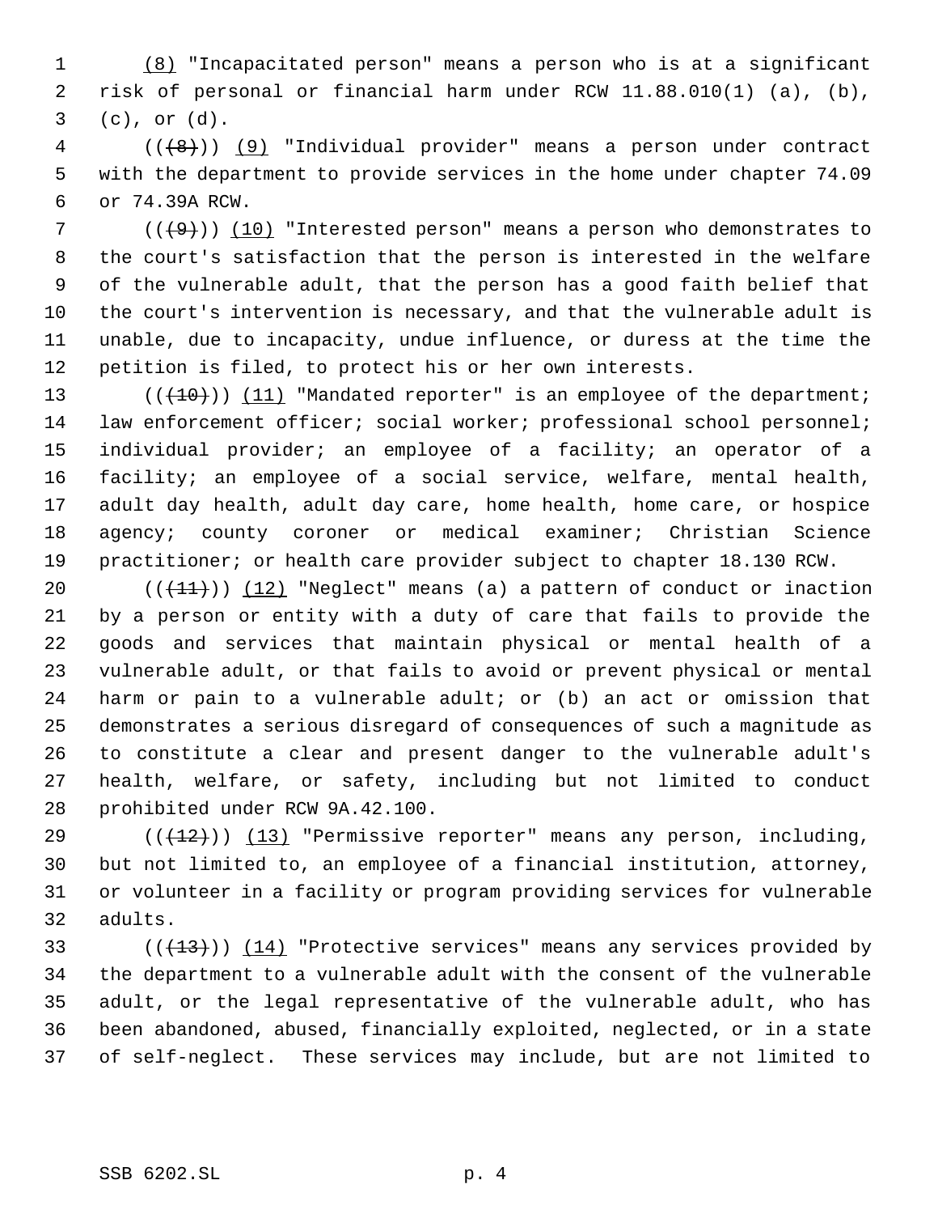(8) "Incapacitated person" means a person who is at a significant risk of personal or financial harm under RCW 11.88.010(1) (a), (b), (c), or (d).

(((8))) (9) "Individual provider" means a person under contract with the department to provide services in the home under chapter 74.09 or 74.39A RCW.

(((9))) (10) "Interested person" means a person who demonstrates to the court's satisfaction that the person is interested in the welfare of the vulnerable adult, that the person has a good faith belief that the court's intervention is necessary, and that the vulnerable adult is unable, due to incapacity, undue influence, or duress at the time the petition is filed, to protect his or her own interests.

(((10))) (11) "Mandated reporter" is an employee of the department; law enforcement officer; social worker; professional school personnel; individual provider; an employee of a facility; an operator of a facility; an employee of a social service, welfare, mental health, adult day health, adult day care, home health, home care, or hospice agency; county coroner or medical examiner; Christian Science practitioner; or health care provider subject to chapter 18.130 RCW.

(((11))) (12) "Neglect" means (a) a pattern of conduct or inaction by a person or entity with a duty of care that fails to provide the goods and services that maintain physical or mental health of a vulnerable adult, or that fails to avoid or prevent physical or mental harm or pain to a vulnerable adult; or (b) an act or omission that demonstrates a serious disregard of consequences of such a magnitude as to constitute a clear and present danger to the vulnerable adult's health, welfare, or safety, including but not limited to conduct prohibited under RCW 9A.42.100.

(((12))) (13) "Permissive reporter" means any person, including, but not limited to, an employee of a financial institution, attorney, or volunteer in a facility or program providing services for vulnerable adults.

(((13))) (14) "Protective services" means any services provided by the department to a vulnerable adult with the consent of the vulnerable adult, or the legal representative of the vulnerable adult, who has been abandoned, abused, financially exploited, neglected, or in a state of self-neglect. These services may include, but are not limited to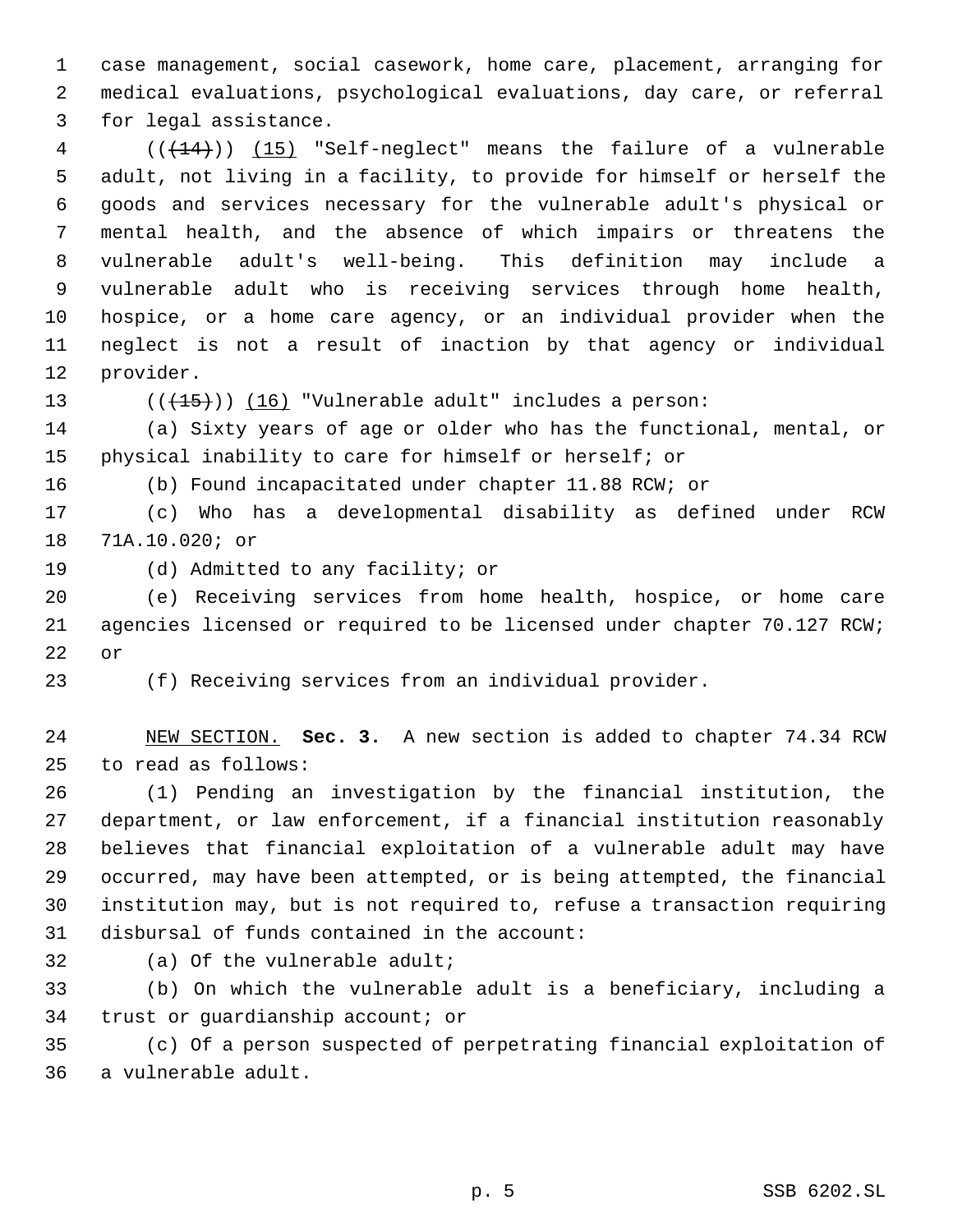case management, social casework, home care, placement, arranging for medical evaluations, psychological evaluations, day care, or referral for legal assistance.

(((14))) (15) "Self-neglect" means the failure of a vulnerable adult, not living in a facility, to provide for himself or herself the goods and services necessary for the vulnerable adult's physical or mental health, and the absence of which impairs or threatens the vulnerable adult's well-being. This definition may include a vulnerable adult who is receiving services through home health, hospice, or a home care agency, or an individual provider when the neglect is not a result of inaction by that agency or individual provider.

(((15))) (16) "Vulnerable adult" includes a person:

(a) Sixty years of age or older who has the functional, mental, or physical inability to care for himself or herself; or

(b) Found incapacitated under chapter 11.88 RCW; or

(c) Who has a developmental disability as defined under RCW 71A.10.020; or

(d) Admitted to any facility; or

(e) Receiving services from home health, hospice, or home care agencies licensed or required to be licensed under chapter 70.127 RCW; or

(f) Receiving services from an individual provider.

NEW SECTION. **Sec. 3.** A new section is added to chapter 74.34 RCW to read as follows:

(1) Pending an investigation by the financial institution, the department, or law enforcement, if a financial institution reasonably believes that financial exploitation of a vulnerable adult may have occurred, may have been attempted, or is being attempted, the financial institution may, but is not required to, refuse a transaction requiring disbursal of funds contained in the account:

(a) Of the vulnerable adult;

(b) On which the vulnerable adult is a beneficiary, including a trust or guardianship account; or

(c) Of a person suspected of perpetrating financial exploitation of a vulnerable adult.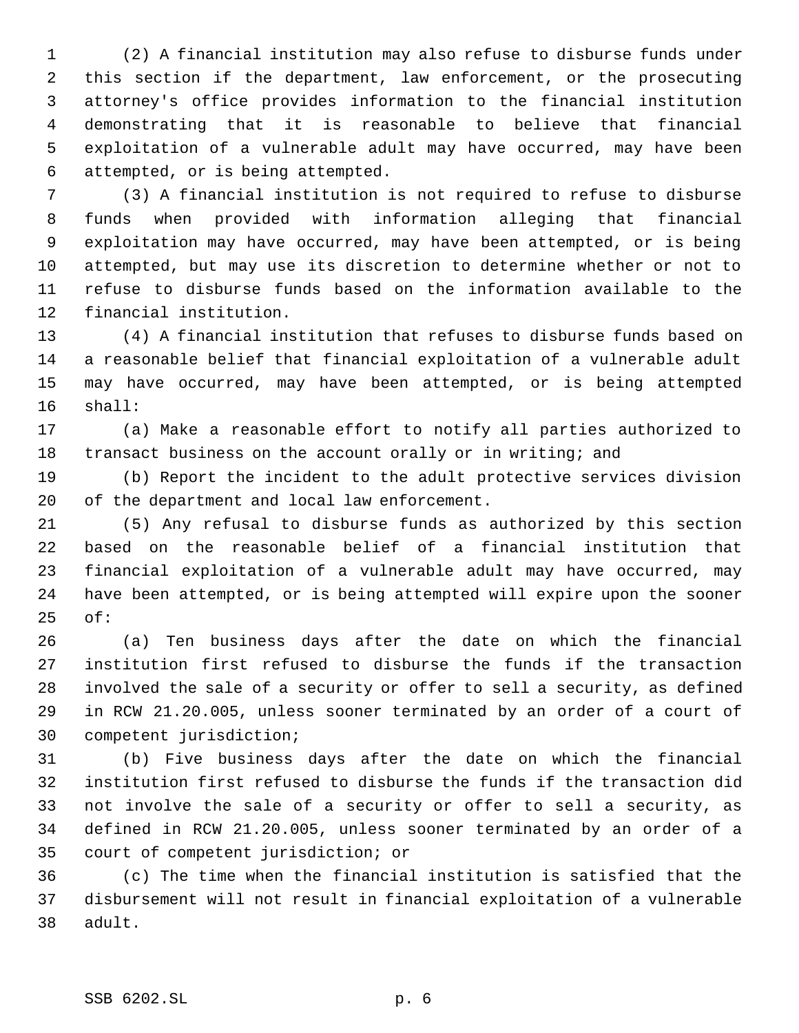(2) A financial institution may also refuse to disburse funds under this section if the department, law enforcement, or the prosecuting attorney's office provides information to the financial institution demonstrating that it is reasonable to believe that financial exploitation of a vulnerable adult may have occurred, may have been attempted, or is being attempted.

(3) A financial institution is not required to refuse to disburse funds when provided with information alleging that financial exploitation may have occurred, may have been attempted, or is being attempted, but may use its discretion to determine whether or not to refuse to disburse funds based on the information available to the financial institution.

(4) A financial institution that refuses to disburse funds based on a reasonable belief that financial exploitation of a vulnerable adult may have occurred, may have been attempted, or is being attempted shall:

(a) Make a reasonable effort to notify all parties authorized to transact business on the account orally or in writing; and

(b) Report the incident to the adult protective services division of the department and local law enforcement.

(5) Any refusal to disburse funds as authorized by this section based on the reasonable belief of a financial institution that financial exploitation of a vulnerable adult may have occurred, may have been attempted, or is being attempted will expire upon the sooner of:

(a) Ten business days after the date on which the financial institution first refused to disburse the funds if the transaction involved the sale of a security or offer to sell a security, as defined in RCW 21.20.005, unless sooner terminated by an order of a court of competent jurisdiction;

(b) Five business days after the date on which the financial institution first refused to disburse the funds if the transaction did not involve the sale of a security or offer to sell a security, as defined in RCW 21.20.005, unless sooner terminated by an order of a court of competent jurisdiction; or

(c) The time when the financial institution is satisfied that the disbursement will not result in financial exploitation of a vulnerable adult.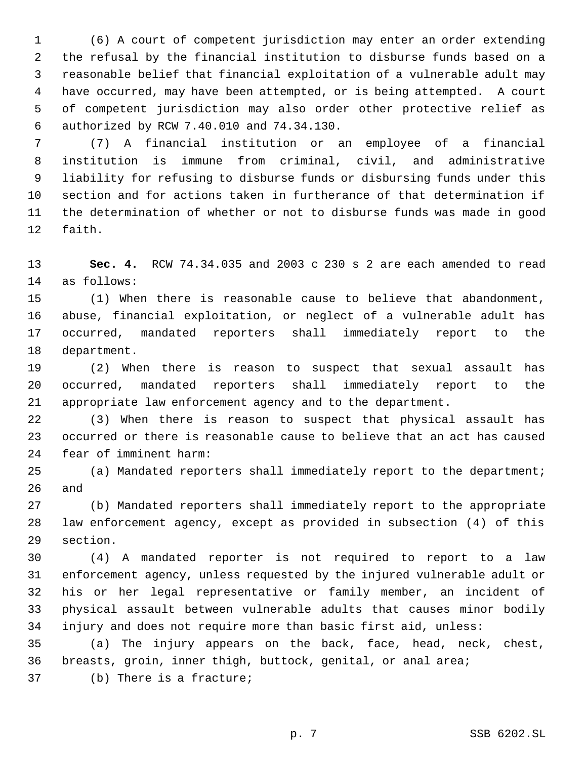(6) A court of competent jurisdiction may enter an order extending the refusal by the financial institution to disburse funds based on a reasonable belief that financial exploitation of a vulnerable adult may have occurred, may have been attempted, or is being attempted. A court of competent jurisdiction may also order other protective relief as authorized by RCW 7.40.010 and 74.34.130.

(7) A financial institution or an employee of a financial institution is immune from criminal, civil, and administrative liability for refusing to disburse funds or disbursing funds under this section and for actions taken in furtherance of that determination if the determination of whether or not to disburse funds was made in good faith.

**Sec. 4.** RCW 74.34.035 and 2003 c 230 s 2 are each amended to read as follows:

(1) When there is reasonable cause to believe that abandonment, abuse, financial exploitation, or neglect of a vulnerable adult has occurred, mandated reporters shall immediately report to the department.

(2) When there is reason to suspect that sexual assault has occurred, mandated reporters shall immediately report to the appropriate law enforcement agency and to the department.

(3) When there is reason to suspect that physical assault has occurred or there is reasonable cause to believe that an act has caused fear of imminent harm:

(a) Mandated reporters shall immediately report to the department; and

(b) Mandated reporters shall immediately report to the appropriate law enforcement agency, except as provided in subsection (4) of this section.

(4) A mandated reporter is not required to report to a law enforcement agency, unless requested by the injured vulnerable adult or his or her legal representative or family member, an incident of physical assault between vulnerable adults that causes minor bodily injury and does not require more than basic first aid, unless:

(a) The injury appears on the back, face, head, neck, chest, breasts, groin, inner thigh, buttock, genital, or anal area;

(b) There is a fracture;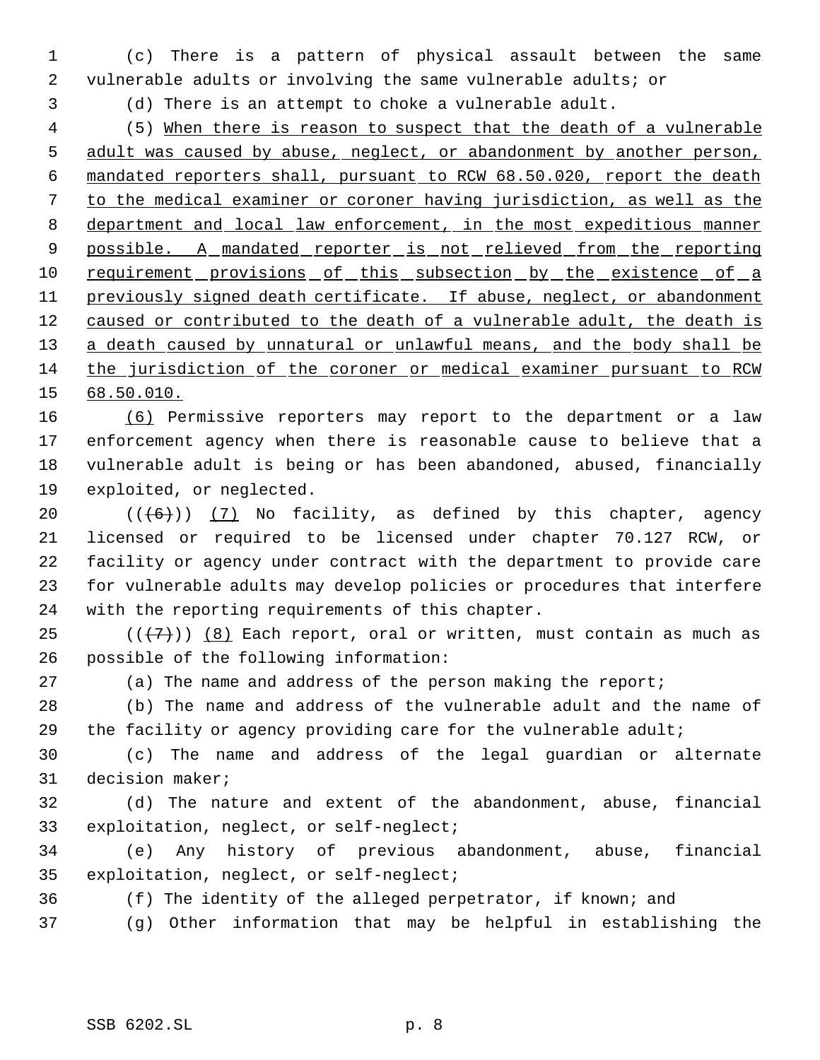(c) There is a pattern of physical assault between the same vulnerable adults or involving the same vulnerable adults; or

(d) There is an attempt to choke a vulnerable adult.

(5) When there is reason to suspect that the death of a vulnerable adult was caused by abuse, neglect, or abandonment by another person, mandated reporters shall, pursuant to RCW 68.50.020, report the death to the medical examiner or coroner having jurisdiction, as well as the department and local law enforcement, in the most expeditious manner possible. A mandated reporter is not relieved from the reporting requirement provisions of this subsection by the existence of a previously signed death certificate. If abuse, neglect, or abandonment caused or contributed to the death of a vulnerable adult, the death is a death caused by unnatural or unlawful means, and the body shall be the jurisdiction of the coroner or medical examiner pursuant to RCW 68.50.010.

(6) Permissive reporters may report to the department or a law enforcement agency when there is reasonable cause to believe that a vulnerable adult is being or has been abandoned, abused, financially exploited, or neglected.

((~~(6)~~)) (7) No facility, as defined by this chapter, agency licensed or required to be licensed under chapter 70.127 RCW, or facility or agency under contract with the department to provide care for vulnerable adults may develop policies or procedures that interfere with the reporting requirements of this chapter.

((~~(7)~~)) (8) Each report, oral or written, must contain as much as possible of the following information:

(a) The name and address of the person making the report;

(b) The name and address of the vulnerable adult and the name of the facility or agency providing care for the vulnerable adult;

(c) The name and address of the legal guardian or alternate decision maker;

(d) The nature and extent of the abandonment, abuse, financial exploitation, neglect, or self-neglect;

(e) Any history of previous abandonment, abuse, financial exploitation, neglect, or self-neglect;

(f) The identity of the alleged perpetrator, if known; and

(g) Other information that may be helpful in establishing the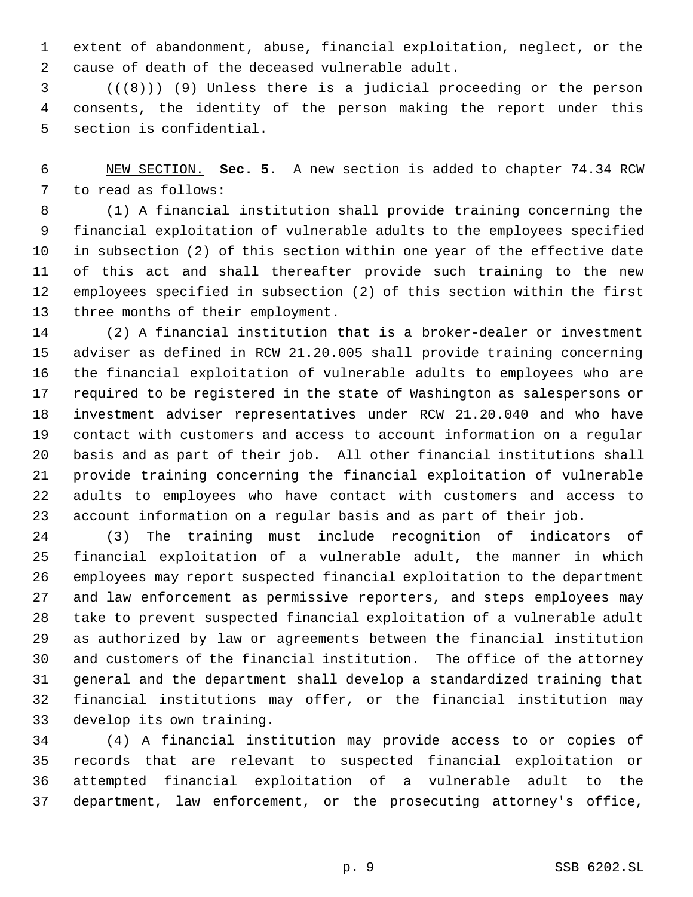extent of abandonment, abuse, financial exploitation, neglect, or the cause of death of the deceased vulnerable adult.

((~~(8)~~)) <u>(9)</u> Unless there is a judicial proceeding or the person consents, the identity of the person making the report under this section is confidential.

<u>NEW SECTION.</u> **Sec. 5.** A new section is added to chapter 74.34 RCW to read as follows:

(1) A financial institution shall provide training concerning the financial exploitation of vulnerable adults to the employees specified in subsection (2) of this section within one year of the effective date of this act and shall thereafter provide such training to the new employees specified in subsection (2) of this section within the first three months of their employment.

(2) A financial institution that is a broker-dealer or investment adviser as defined in RCW 21.20.005 shall provide training concerning the financial exploitation of vulnerable adults to employees who are required to be registered in the state of Washington as salespersons or investment adviser representatives under RCW 21.20.040 and who have contact with customers and access to account information on a regular basis and as part of their job. All other financial institutions shall provide training concerning the financial exploitation of vulnerable adults to employees who have contact with customers and access to account information on a regular basis and as part of their job.

(3) The training must include recognition of indicators of financial exploitation of a vulnerable adult, the manner in which employees may report suspected financial exploitation to the department and law enforcement as permissive reporters, and steps employees may take to prevent suspected financial exploitation of a vulnerable adult as authorized by law or agreements between the financial institution and customers of the financial institution. The office of the attorney general and the department shall develop a standardized training that financial institutions may offer, or the financial institution may develop its own training.

(4) A financial institution may provide access to or copies of records that are relevant to suspected financial exploitation or attempted financial exploitation of a vulnerable adult to the department, law enforcement, or the prosecuting attorney's office,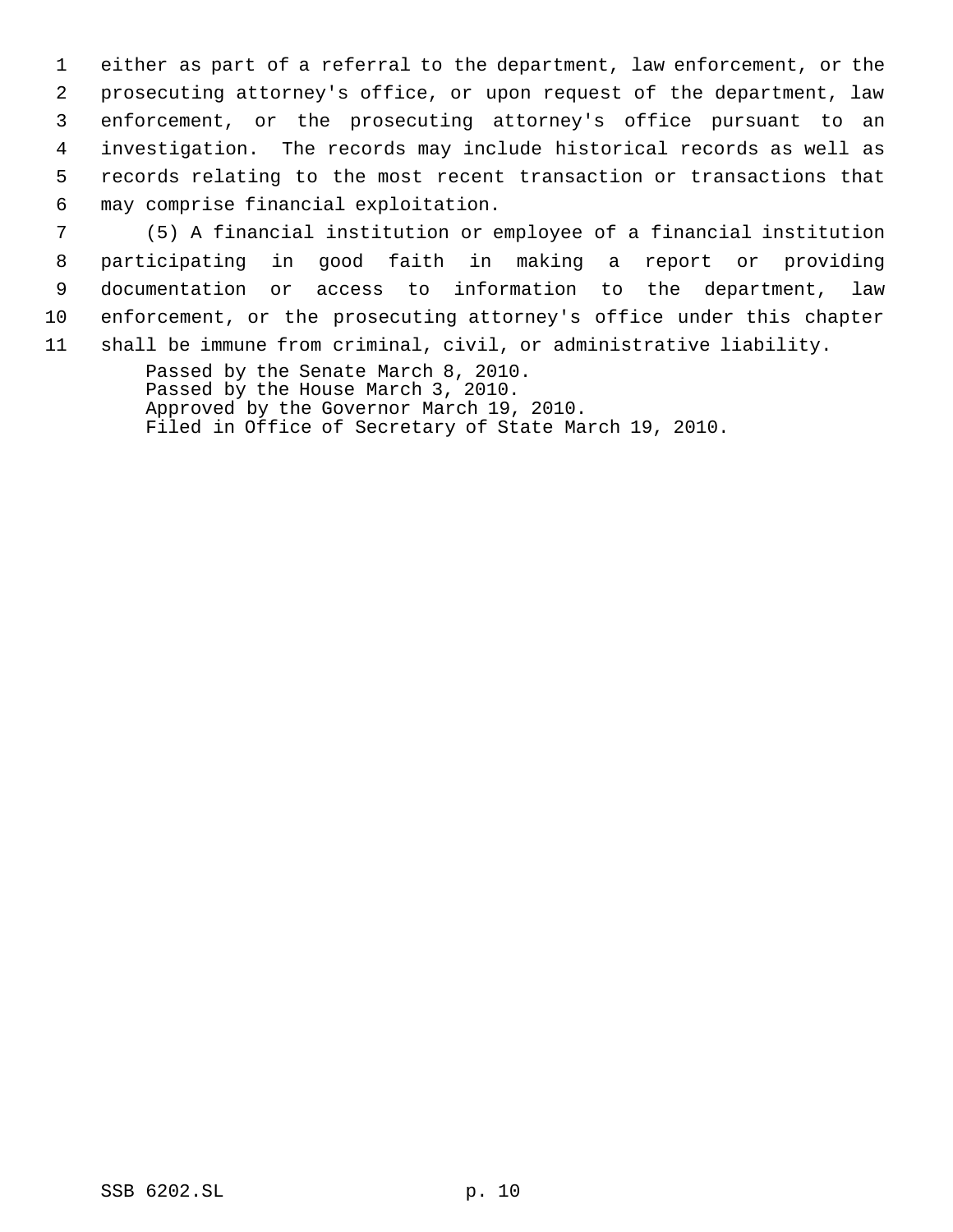either as part of a referral to the department, law enforcement, or the prosecuting attorney's office, or upon request of the department, law enforcement, or the prosecuting attorney's office pursuant to an investigation. The records may include historical records as well as records relating to the most recent transaction or transactions that may comprise financial exploitation.

(5) A financial institution or employee of a financial institution participating in good faith in making a report or providing documentation or access to information to the department, law enforcement, or the prosecuting attorney's office under this chapter shall be immune from criminal, civil, or administrative liability.

Passed by the Senate March 8, 2010.
Passed by the House March 3, 2010.
Approved by the Governor March 19, 2010.
Filed in Office of Secretary of State March 19, 2010.